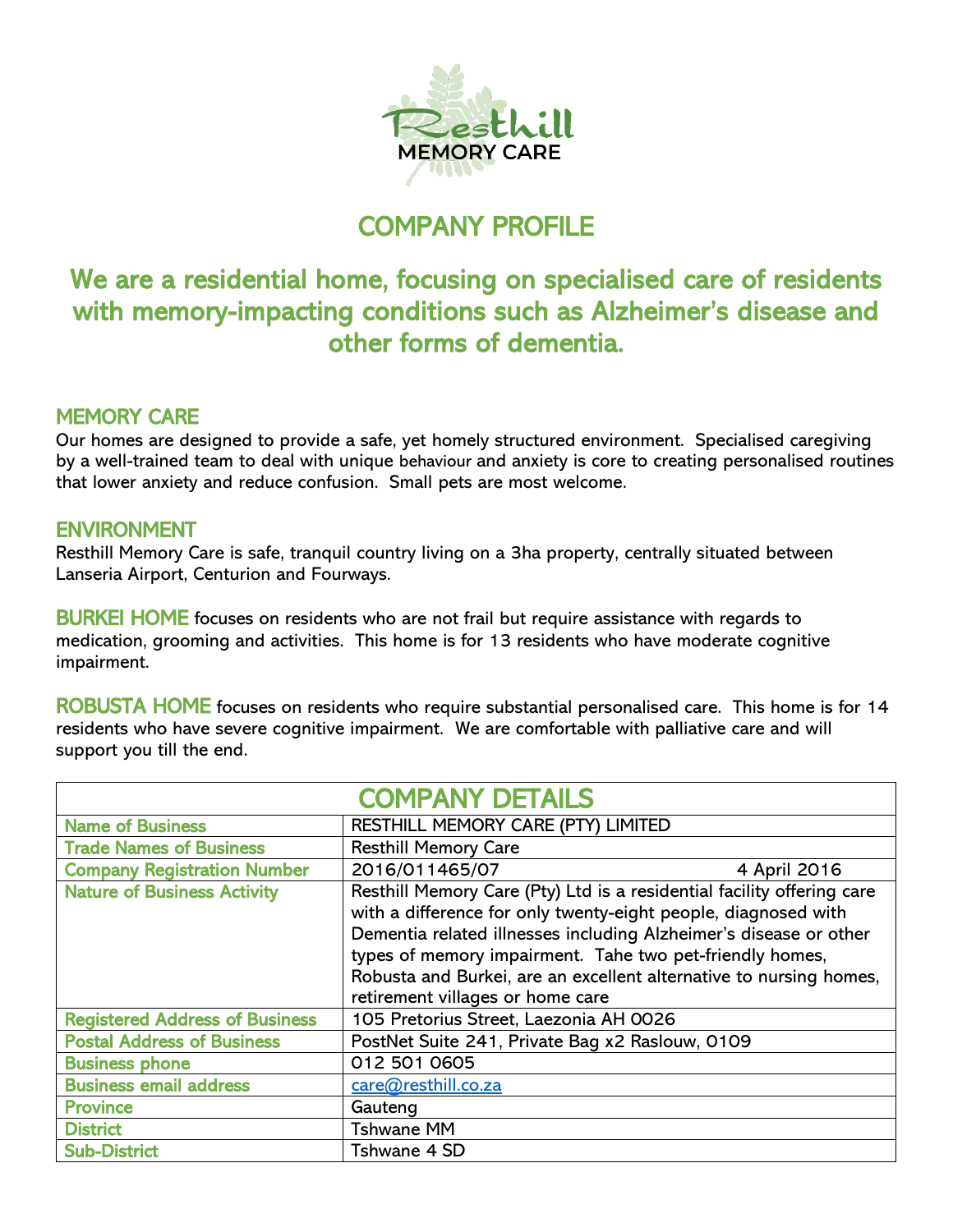Resthill
MEMORY CARE

# COMPANY PROFILE

## We are a residential home, focusing on specialised care of residents with memory-impacting conditions such as Alzheimer's disease and other forms of dementia.

### MEMORY CARE

Our homes are designed to provide a safe, yet homely structured environment. Specialised caregiving by a well-trained team to deal with unique behaviour and anxiety is core to creating personalised routines that lower anxiety and reduce confusion. Small pets are most welcome.

### ENVIRONMENT

Resthill Memory Care is safe, tranquil country living on a 3ha property, centrally situated between Lanseria Airport, Centurion and Fourways.

**BURKEI HOME** focuses on residents who are not frail but require assistance with regards to medication, grooming and activities. This home is for 13 residents who have moderate cognitive impairment.

**ROBUSTA HOME** focuses on residents who require substantial personalised care. This home is for 14 residents who have severe cognitive impairment. We are comfortable with palliative care and will support you till the end.

| COMPANY DETAILS | |
|---|---|
| Name of Business | RESTHILL MEMORY CARE (PTY) LIMITED |
| Trade Names of Business | Resthill Memory Care |
| Company Registration Number | 2016/011465/07 4 April 2016 |
| Nature of Business Activity | Resthill Memory Care (Pty) Ltd is a residential facility offering care with a difference for only twenty-eight people, diagnosed with Dementia related illnesses including Alzheimer's disease or other types of memory impairment. Tahe two pet-friendly homes, Robusta and Burkei, are an excellent alternative to nursing homes, retirement villages or home care |
| Registered Address of Business | 105 Pretorius Street, Laezonia AH 0026 |
| Postal Address of Business | PostNet Suite 241, Private Bag x2 Raslouw, 0109 |
| Business phone | 012 501 0605 |
| Business email address | care@resthill.co.za |
| Province | Gauteng |
| District | Tshwane MM |
| Sub-District | Tshwane 4 SD |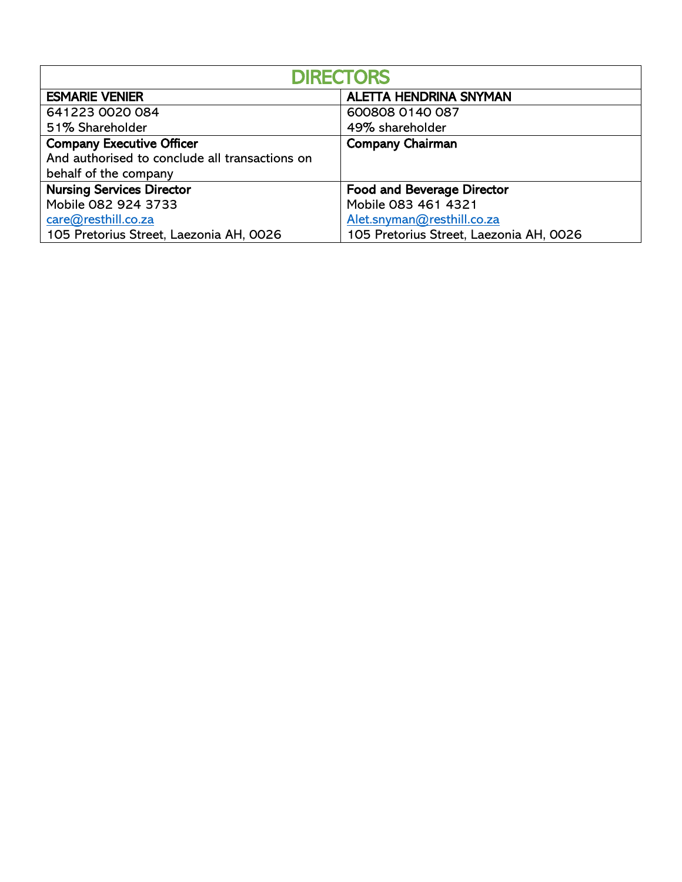| DIRECTORS | |
|---|---|
| **ESMARIE VENIER** | **ALETTA HENDRINA SNYMAN** |
| 641223 0020 084<br>51% Shareholder | 600808 0140 087<br>49% shareholder |
| **Company Executive Officer**<br>And authorised to conclude all transactions on behalf of the company | **Company Chairman** |
| **Nursing Services Director**<br>Mobile 082 924 3733<br>care@resthill.co.za<br>105 Pretorius Street, Laezonia AH, 0026 | **Food and Beverage Director**<br>Mobile 083 461 4321<br>Alet.snyman@resthill.co.za<br>105 Pretorius Street, Laezonia AH, 0026 |